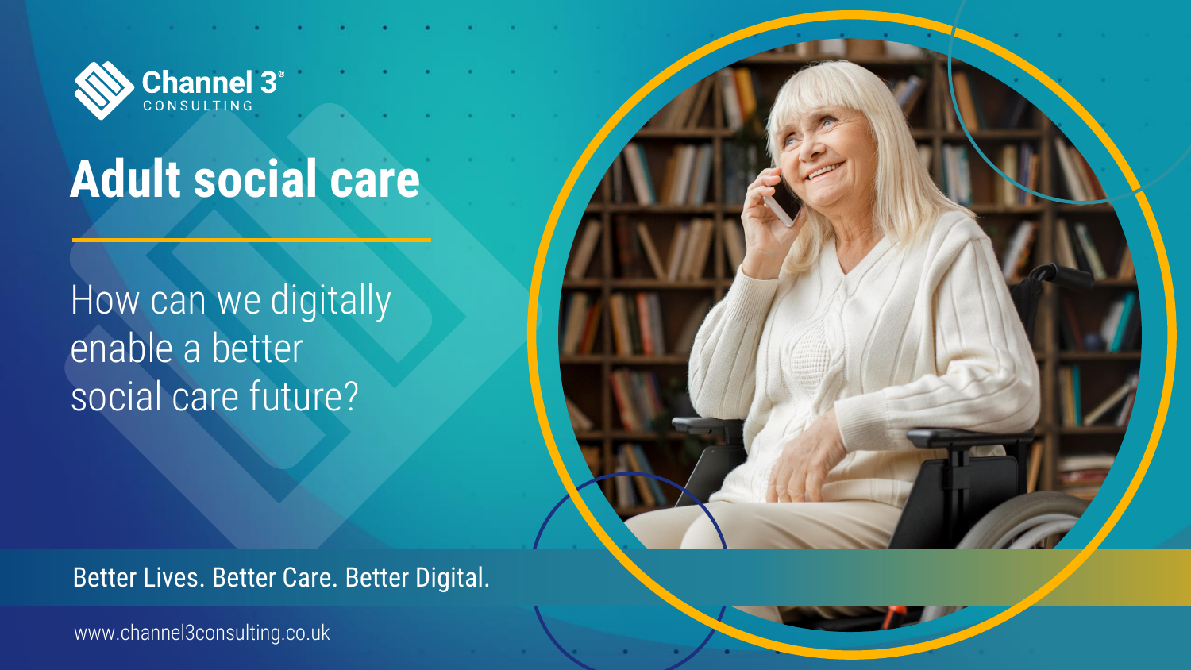Channel 3® CONSULTING

# Adult social care

How can we digitally enable a better social care future?

Better Lives. Better Care. Better Digital.

www.channel3consulting.co.uk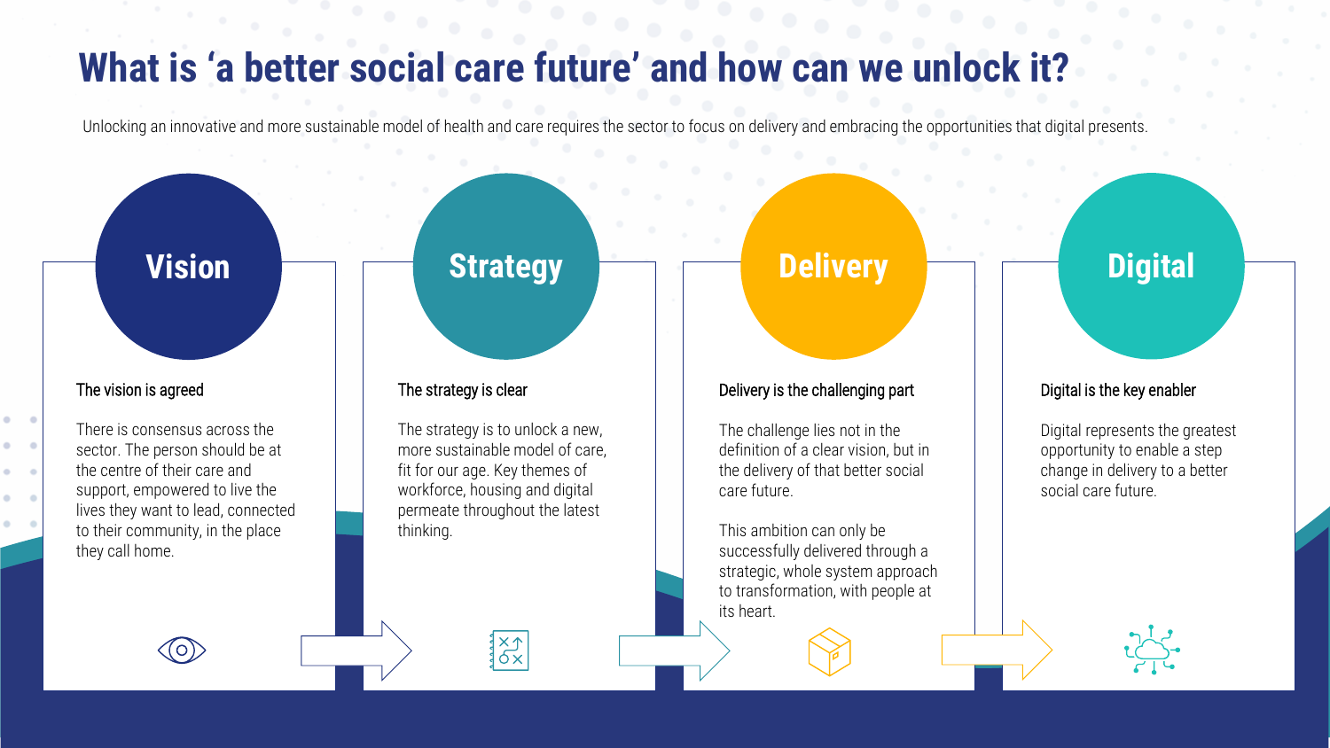# What is 'a better social care future' and how can we unlock it?

Unlocking an innovative and more sustainable model of health and care requires the sector to focus on delivery and embracing the opportunities that digital presents.

## Vision

### The vision is agreed

There is consensus across the sector. The person should be at the centre of their care and support, empowered to live the lives they want to lead, connected to their community, in the place they call home.

## Strategy

### The strategy is clear

The strategy is to unlock a new, more sustainable model of care, fit for our age. Key themes of workforce, housing and digital permeate throughout the latest thinking.

## Delivery

### Delivery is the challenging part

The challenge lies not in the definition of a clear vision, but in the delivery of that better social care future.

This ambition can only be successfully delivered through a strategic, whole system approach to transformation, with people at its heart.

## Digital

### Digital is the key enabler

Digital represents the greatest opportunity to enable a step change in delivery to a better social care future.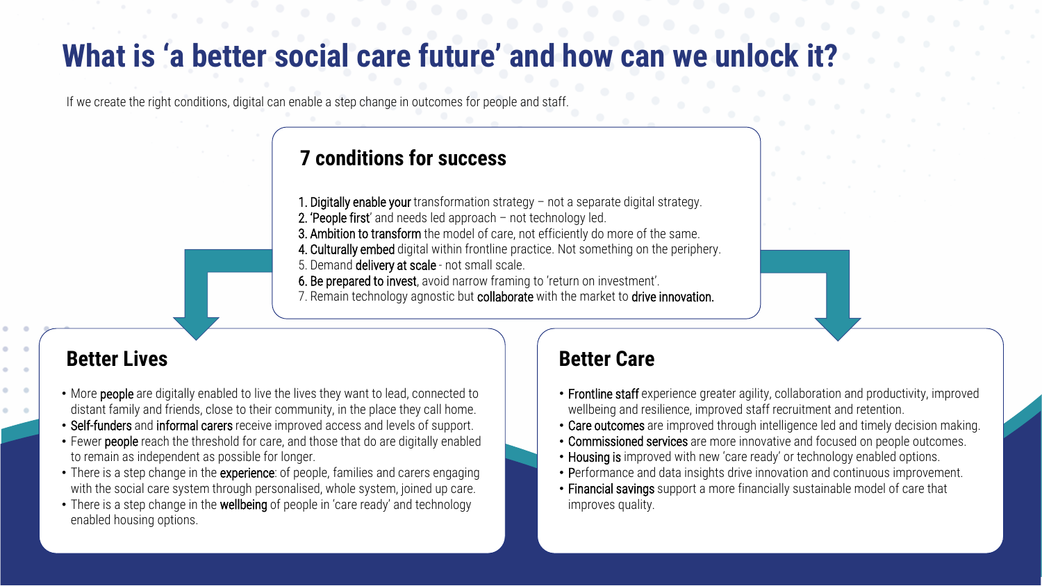# What is 'a better social care future' and how can we unlock it?

If we create the right conditions, digital can enable a step change in outcomes for people and staff.

## 7 conditions for success

1. **Digitally enable your** transformation strategy – not a separate digital strategy.
2. **'People first'** and needs led approach – not technology led.
3. **Ambition to transform** the model of care, not efficiently do more of the same.
4. **Culturally embed** digital within frontline practice. Not something on the periphery.
5. Demand **delivery at scale** - not small scale.
6. **Be prepared to invest**, avoid narrow framing to 'return on investment'.
7. Remain technology agnostic but **collaborate** with the market to **drive innovation.**

## Better Lives

- More **people** are digitally enabled to live the lives they want to lead, connected to distant family and friends, close to their community, in the place they call home.
- **Self-funders** and **informal carers** receive improved access and levels of support.
- Fewer **people** reach the threshold for care, and those that do are digitally enabled to remain as independent as possible for longer.
- There is a step change in the **experience**: of people, families and carers engaging with the social care system through personalised, whole system, joined up care.
- There is a step change in the **wellbeing** of people in 'care ready' and technology enabled housing options.

## Better Care

- **Frontline staff** experience greater agility, collaboration and productivity, improved wellbeing and resilience, improved staff recruitment and retention.
- **Care outcomes** are improved through intelligence led and timely decision making.
- **Commissioned services** are more innovative and focused on people outcomes.
- **Housing is** improved with new 'care ready' or technology enabled options.
- **P**erformance and data insights drive innovation and continuous improvement.
- **Financial savings** support a more financially sustainable model of care that improves quality.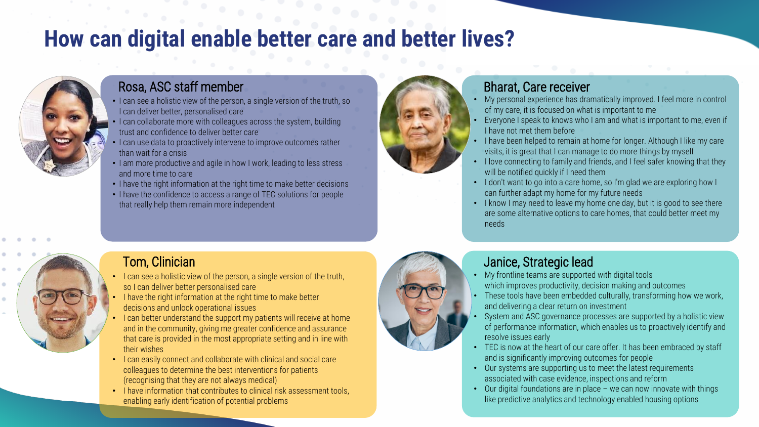# How can digital enable better care and better lives?

## Rosa, ASC staff member

- I can see a holistic view of the person, a single version of the truth, so I can deliver better, personalised care
- I can collaborate more with colleagues across the system, building trust and confidence to deliver better care
- I can use data to proactively intervene to improve outcomes rather than wait for a crisis
- I am more productive and agile in how I work, leading to less stress and more time to care
- I have the right information at the right time to make better decisions
- I have the confidence to access a range of TEC solutions for people that really help them remain more independent

## Bharat, Care receiver

- My personal experience has dramatically improved. I feel more in control of my care, it is focused on what is important to me
- Everyone I speak to knows who I am and what is important to me, even if I have not met them before
- I have been helped to remain at home for longer. Although I like my care visits, it is great that I can manage to do more things by myself
- I love connecting to family and friends, and I feel safer knowing that they will be notified quickly if I need them
- I don't want to go into a care home, so I'm glad we are exploring how I can further adapt my home for my future needs
- I know I may need to leave my home one day, but it is good to see there are some alternative options to care homes, that could better meet my needs

## Tom, Clinician

- I can see a holistic view of the person, a single version of the truth, so I can deliver better personalised care
- I have the right information at the right time to make better decisions and unlock operational issues
- I can better understand the support my patients will receive at home and in the community, giving me greater confidence and assurance that care is provided in the most appropriate setting and in line with their wishes
- I can easily connect and collaborate with clinical and social care colleagues to determine the best interventions for patients (recognising that they are not always medical)
- I have information that contributes to clinical risk assessment tools, enabling early identification of potential problems

## Janice, Strategic lead

- My frontline teams are supported with digital tools which improves productivity, decision making and outcomes
- These tools have been embedded culturally, transforming how we work, and delivering a clear return on investment
- System and ASC governance processes are supported by a holistic view of performance information, which enables us to proactively identify and resolve issues early
- TEC is now at the heart of our care offer. It has been embraced by staff and is significantly improving outcomes for people
- Our systems are supporting us to meet the latest requirements associated with case evidence, inspections and reform
- Our digital foundations are in place – we can now innovate with things like predictive analytics and technology enabled housing options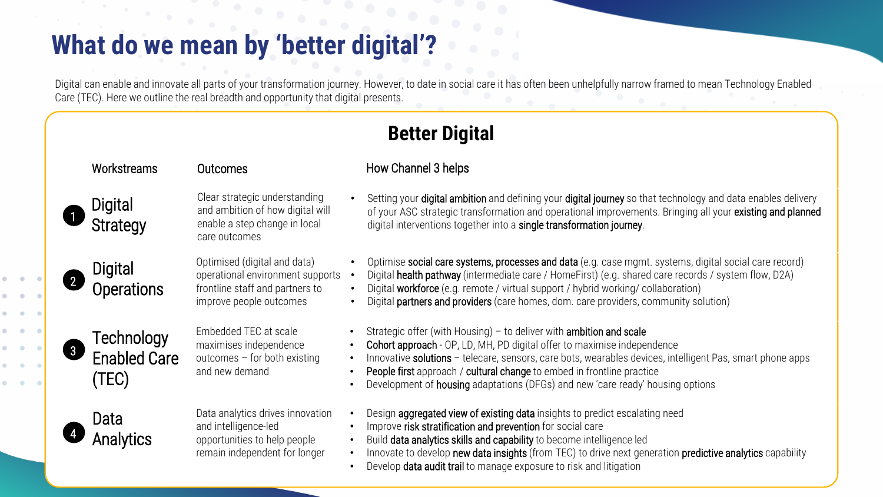# What do we mean by 'better digital'?

Digital can enable and innovate all parts of your transformation journey. However, to date in social care it has often been unhelpfully narrow framed to mean Technology Enabled Care (TEC). Here we outline the real breadth and opportunity that digital presents.

## Better Digital

| Workstreams | Outcomes | How Channel 3 helps |
| --- | --- | --- |
| 1 Digital Strategy | Clear strategic understanding and ambition of how digital will enable a step change in local care outcomes | • Setting your **digital ambition** and defining your **digital journey** so that technology and data enables delivery of your ASC strategic transformation and operational improvements. Bringing all your **existing and planned** digital interventions together into a **single transformation journey**. |
| 2 Digital Operations | Optimised (digital and data) operational environment supports frontline staff and partners to improve people outcomes | • Optimise **social care systems, processes and data** (e.g. case mgmt. systems, digital social care record)<br>• Digital **health pathway** (intermediate care / HomeFirst) (e.g. shared care records / system flow, D2A)<br>• Digital **workforce** (e.g. remote / virtual support / hybrid working/ collaboration)<br>• Digital **partners and providers** (care homes, dom. care providers, community solution) |
| 3 Technology Enabled Care (TEC) | Embedded TEC at scale maximises independence outcomes – for both existing and new demand | • Strategic offer (with Housing) – to deliver with **ambition and scale**<br>• **Cohort approach** - OP, LD, MH, PD digital offer to maximise independence<br>• Innovative **solutions** – telecare, sensors, care bots, wearables devices, intelligent Pas, smart phone apps<br>• **People first** approach / **cultural change** to embed in frontline practice<br>• Development of **housing** adaptations (DFGs) and new 'care ready' housing options |
| 4 Data Analytics | Data analytics drives innovation and intelligence-led opportunities to help people remain independent for longer | • Design **aggregated view of existing data** insights to predict escalating need<br>• Improve **risk stratification and prevention** for social care<br>• Build **data analytics skills and capability** to become intelligence led<br>• Innovate to develop **new data insights** (from TEC) to drive next generation **predictive analytics** capability<br>• Develop **data audit trail** to manage exposure to risk and litigation |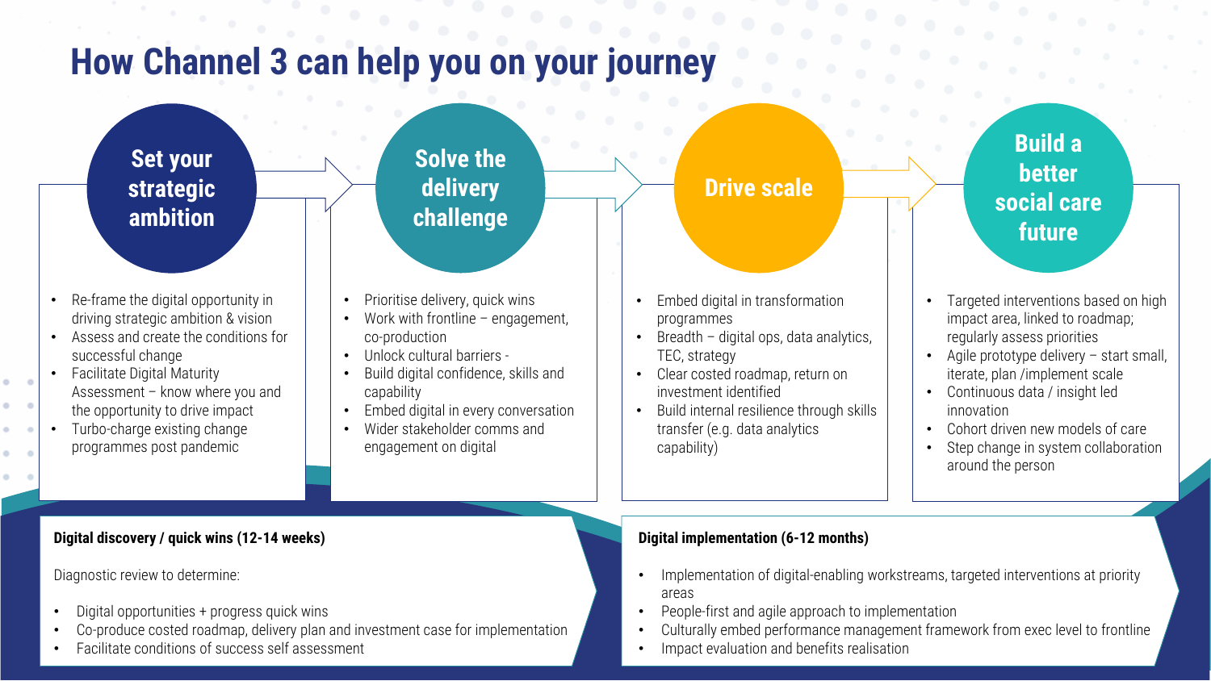# How Channel 3 can help you on your journey

## Set your strategic ambition

- Re-frame the digital opportunity in driving strategic ambition & vision
- Assess and create the conditions for successful change
- Facilitate Digital Maturity Assessment – know where you and the opportunity to drive impact
- Turbo-charge existing change programmes post pandemic

## Solve the delivery challenge

- Prioritise delivery, quick wins
- Work with frontline – engagement, co-production
- Unlock cultural barriers -
- Build digital confidence, skills and capability
- Embed digital in every conversation
- Wider stakeholder comms and engagement on digital

## Drive scale

- Embed digital in transformation programmes
- Breadth – digital ops, data analytics, TEC, strategy
- Clear costed roadmap, return on investment identified
- Build internal resilience through skills transfer (e.g. data analytics capability)

## Build a better social care future

- Targeted interventions based on high impact area, linked to roadmap; regularly assess priorities
- Agile prototype delivery – start small, iterate, plan /implement scale
- Continuous data / insight led innovation
- Cohort driven new models of care
- Step change in system collaboration around the person

**Digital discovery / quick wins (12-14 weeks)**

Diagnostic review to determine:

- Digital opportunities + progress quick wins
- Co-produce costed roadmap, delivery plan and investment case for implementation
- Facilitate conditions of success self assessment

**Digital implementation (6-12 months)**

- Implementation of digital-enabling workstreams, targeted interventions at priority areas
- People-first and agile approach to implementation
- Culturally embed performance management framework from exec level to frontline
- Impact evaluation and benefits realisation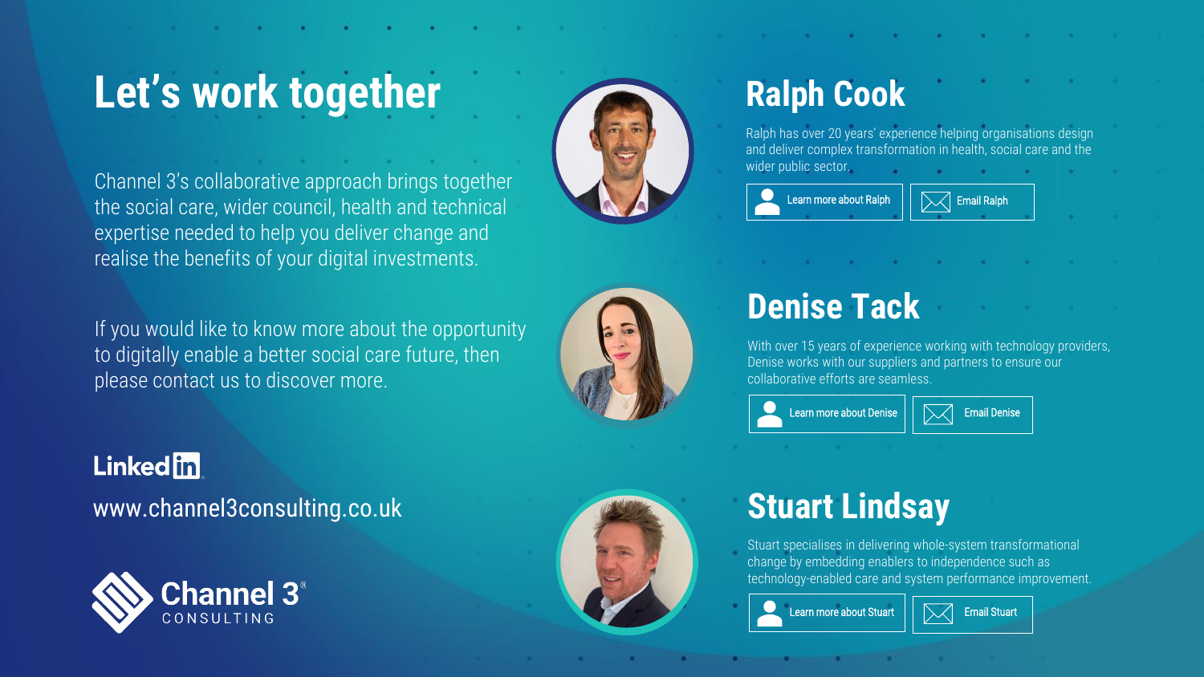# Let's work together

Channel 3's collaborative approach brings together the social care, wider council, health and technical expertise needed to help you deliver change and realise the benefits of your digital investments.

If you would like to know more about the opportunity to digitally enable a better social care future, then please contact us to discover more.

LinkedIn

www.channel3consulting.co.uk

Channel 3® CONSULTING

## Ralph Cook

Ralph has over 20 years' experience helping organisations design and deliver complex transformation in health, social care and the wider public sector.

Learn more about Ralph | Email Ralph

## Denise Tack

With over 15 years of experience working with technology providers, Denise works with our suppliers and partners to ensure our collaborative efforts are seamless.

Learn more about Denise | Email Denise

## Stuart Lindsay

Stuart specialises in delivering whole-system transformational change by embedding enablers to independence such as technology-enabled care and system performance improvement.

Learn more about Stuart | Email Stuart